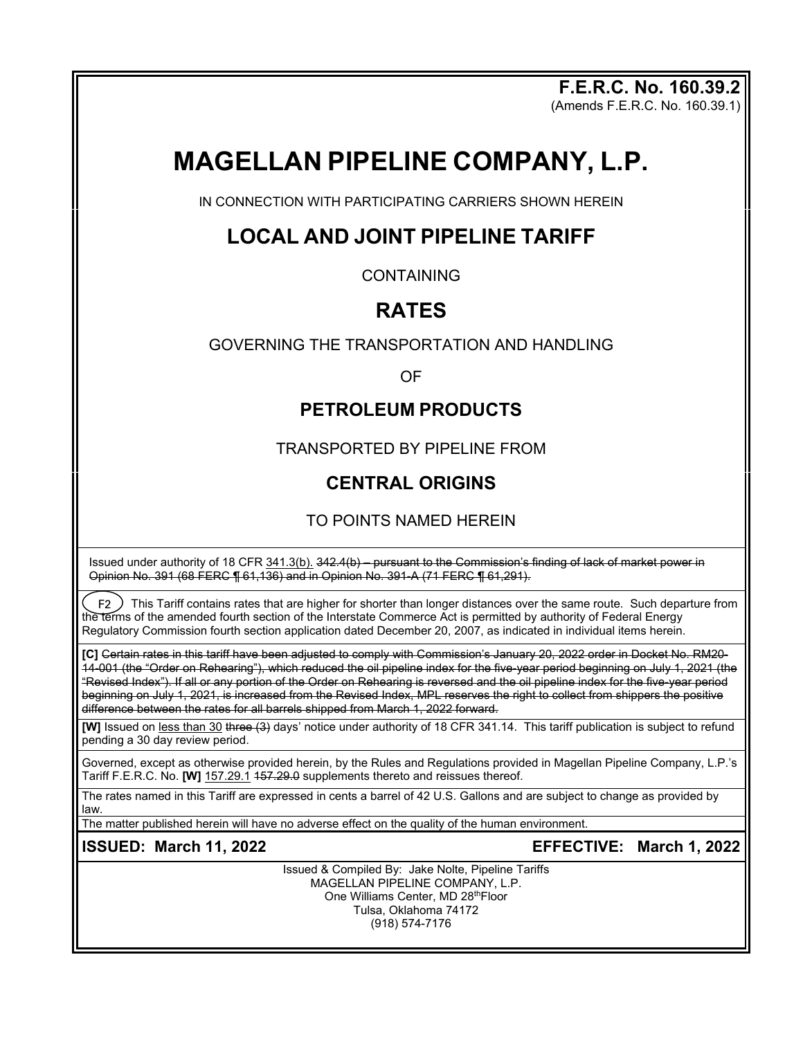**F.E.R.C. No. 160.39.2**
(Amends F.E.R.C. No. 160.39.1)

# MAGELLAN PIPELINE COMPANY, L.P.

IN CONNECTION WITH PARTICIPATING CARRIERS SHOWN HEREIN

## LOCAL AND JOINT PIPELINE TARIFF

CONTAINING

## RATES

GOVERNING THE TRANSPORTATION AND HANDLING

OF

### PETROLEUM PRODUCTS

TRANSPORTED BY PIPELINE FROM

### CENTRAL ORIGINS

TO POINTS NAMED HEREIN

Issued under authority of 18 CFR <u>341.3(b).</u> ~~342.4(b) – pursuant to the Commission's finding of lack of market power in Opinion No. 391 (68 FERC ¶ 61,136) and in Opinion No. 391-A (71 FERC ¶ 61,291).~~

(F2) This Tariff contains rates that are higher for shorter than longer distances over the same route. Such departure from the terms of the amended fourth section of the Interstate Commerce Act is permitted by authority of Federal Energy Regulatory Commission fourth section application dated December 20, 2007, as indicated in individual items herein.

**[C]** ~~Certain rates in this tariff have been adjusted to comply with Commission's January 20, 2022 order in Docket No. RM20-14-001 (the "Order on Rehearing"), which reduced the oil pipeline index for the five-year period beginning on July 1, 2021 (the "Revised Index"). If all or any portion of the Order on Rehearing is reversed and the oil pipeline index for the five-year period beginning on July 1, 2021, is increased from the Revised Index, MPL reserves the right to collect from shippers the positive difference between the rates for all barrels shipped from March 1, 2022 forward.~~

**[W]** Issued on <u>less than 30</u> ~~three (3)~~ days' notice under authority of 18 CFR 341.14. This tariff publication is subject to refund pending a 30 day review period.

Governed, except as otherwise provided herein, by the Rules and Regulations provided in Magellan Pipeline Company, L.P.'s Tariff F.E.R.C. No. **[W]** <u>157.29.1</u> ~~157.29.0~~ supplements thereto and reissues thereof.

The rates named in this Tariff are expressed in cents a barrel of 42 U.S. Gallons and are subject to change as provided by law.

The matter published herein will have no adverse effect on the quality of the human environment.

**ISSUED: March 11, 2022** **EFFECTIVE: March 1, 2022**

Issued & Compiled By: Jake Nolte, Pipeline Tariffs
MAGELLAN PIPELINE COMPANY, L.P.
One Williams Center, MD 28th Floor
Tulsa, Oklahoma 74172
(918) 574-7176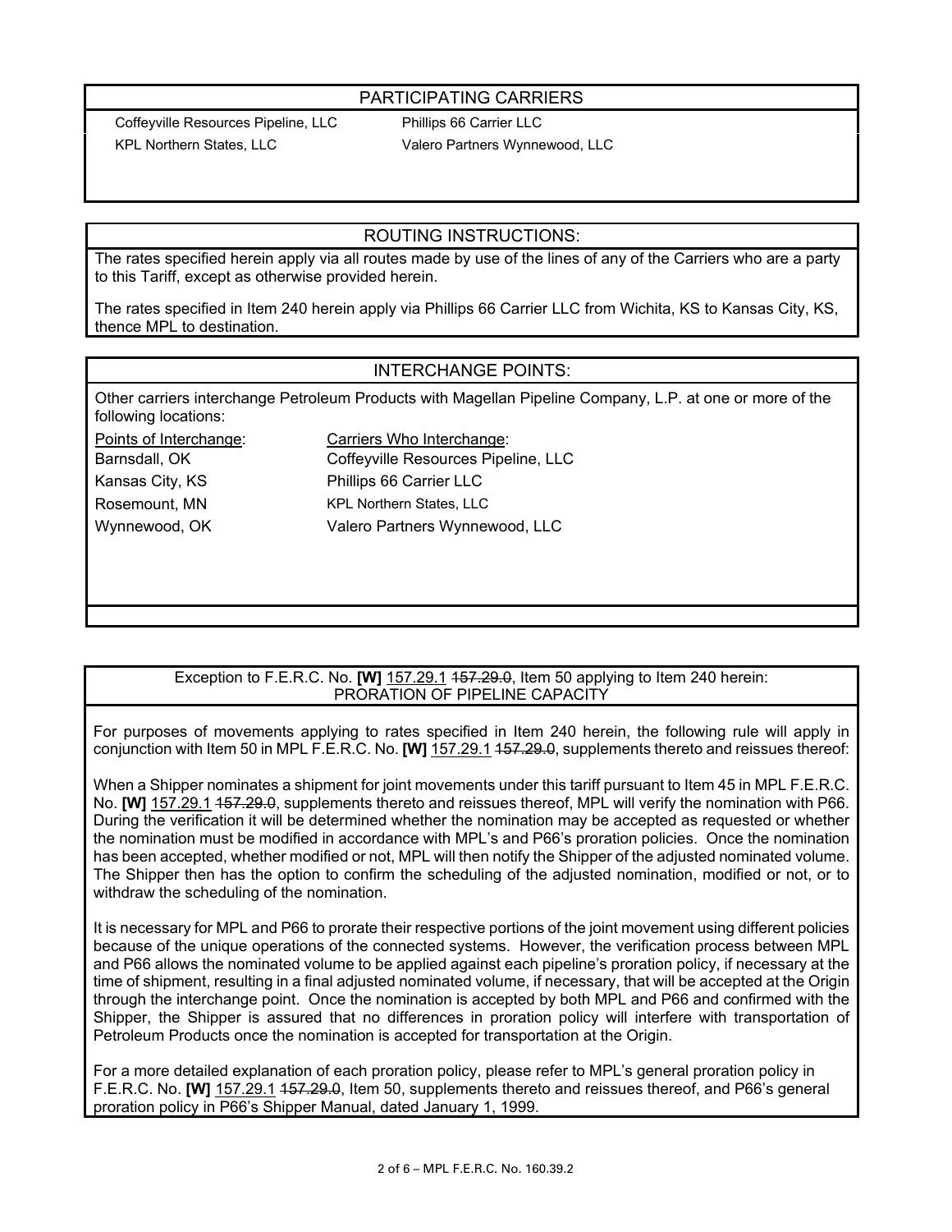## PARTICIPATING CARRIERS

Coffeyville Resources Pipeline, LLC
KPL Northern States, LLC
Phillips 66 Carrier LLC
Valero Partners Wynnewood, LLC

## ROUTING INSTRUCTIONS:

The rates specified herein apply via all routes made by use of the lines of any of the Carriers who are a party to this Tariff, except as otherwise provided herein.

The rates specified in Item 240 herein apply via Phillips 66 Carrier LLC from Wichita, KS to Kansas City, KS, thence MPL to destination.

## INTERCHANGE POINTS:

Other carriers interchange Petroleum Products with Magellan Pipeline Company, L.P. at one or more of the following locations:

| Points of Interchange: | Carriers Who Interchange: |
| --- | --- |
| Barnsdall, OK | Coffeyville Resources Pipeline, LLC |
| Kansas City, KS | Phillips 66 Carrier LLC |
| Rosemount, MN | KPL Northern States, LLC |
| Wynnewood, OK | Valero Partners Wynnewood, LLC |

Exception to F.E.R.C. No. **[W]** 157.29.1 ~~157.29.0~~, Item 50 applying to Item 240 herein:
## PRORATION OF PIPELINE CAPACITY

For purposes of movements applying to rates specified in Item 240 herein, the following rule will apply in conjunction with Item 50 in MPL F.E.R.C. No. **[W]** 157.29.1 ~~157.29.0~~, supplements thereto and reissues thereof:

When a Shipper nominates a shipment for joint movements under this tariff pursuant to Item 45 in MPL F.E.R.C. No. **[W]** 157.29.1 ~~157.29.0~~, supplements thereto and reissues thereof, MPL will verify the nomination with P66. During the verification it will be determined whether the nomination may be accepted as requested or whether the nomination must be modified in accordance with MPL's and P66's proration policies. Once the nomination has been accepted, whether modified or not, MPL will then notify the Shipper of the adjusted nominated volume. The Shipper then has the option to confirm the scheduling of the adjusted nomination, modified or not, or to withdraw the scheduling of the nomination.

It is necessary for MPL and P66 to prorate their respective portions of the joint movement using different policies because of the unique operations of the connected systems. However, the verification process between MPL and P66 allows the nominated volume to be applied against each pipeline's proration policy, if necessary at the time of shipment, resulting in a final adjusted nominated volume, if necessary, that will be accepted at the Origin through the interchange point. Once the nomination is accepted by both MPL and P66 and confirmed with the Shipper, the Shipper is assured that no differences in proration policy will interfere with transportation of Petroleum Products once the nomination is accepted for transportation at the Origin.

For a more detailed explanation of each proration policy, please refer to MPL's general proration policy in F.E.R.C. No. **[W]** 157.29.1 ~~157.29.0~~, Item 50, supplements thereto and reissues thereof, and P66's general proration policy in P66's Shipper Manual, dated January 1, 1999.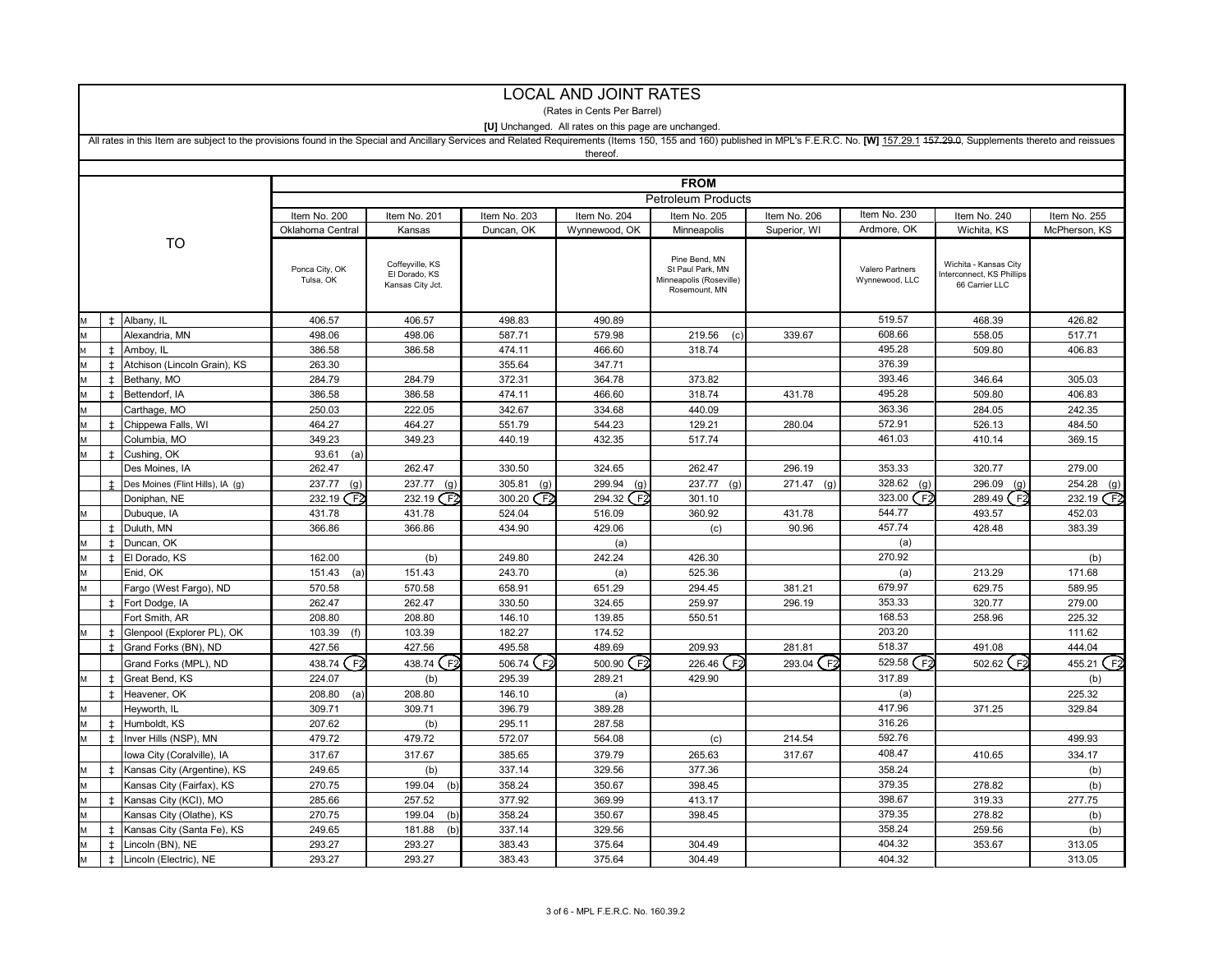# LOCAL AND JOINT RATES

(Rates in Cents Per Barrel)

**[U]** Unchanged. All rates on this page are unchanged.

All rates in this Item are subject to the provisions found in the Special and Ancillary Services and Related Requirements (Items 150, 155 and 160) published in MPL's F.E.R.C. No. **[W]** 157.29.1 ~~157.29.0~~, Supplements thereto and reissues thereof.

| | | TO | FROM | | | | | | | | |
|---|---|---|---|---|---|---|---|---|---|---|---|
| | | | Petroleum Products | | | | | | | | |
| | | | Item No. 200 | Item No. 201 | Item No. 203 | Item No. 204 | Item No. 205 | Item No. 206 | Item No. 230 | Item No. 240 | Item No. 255 |
| | | | Oklahoma Central | Kansas | Duncan, OK | Wynnewood, OK | Minneapolis | Superior, WI | Ardmore, OK | Wichita, KS | McPherson, KS |
| | | | Ponca City, OK Tulsa, OK | Coffeyville, KS El Dorado, KS Kansas City Jct. | | | Pine Bend, MN St Paul Park, MN Minneapolis (Roseville) Rosemount, MN | | Valero Partners Wynnewood, LLC | Wichita - Kansas City Interconnect, KS Phillips 66 Carrier LLC | |
| M | ‡ | Albany, IL | 406.57 | 406.57 | 498.83 | 490.89 | | | 519.57 | 468.39 | 426.82 |
| M | | Alexandria, MN | 498.06 | 498.06 | 587.71 | 579.98 | 219.56 (c) | 339.67 | 608.66 | 558.05 | 517.71 |
| M | ‡ | Amboy, IL | 386.58 | 386.58 | 474.11 | 466.60 | 318.74 | | 495.28 | 509.80 | 406.83 |
| M | ‡ | Atchison (Lincoln Grain), KS | 263.30 | | 355.64 | 347.71 | | | 376.39 | | |
| M | ‡ | Bethany, MO | 284.79 | 284.79 | 372.31 | 364.78 | 373.82 | | 393.46 | 346.64 | 305.03 |
| M | ‡ | Bettendorf, IA | 386.58 | 386.58 | 474.11 | 466.60 | 318.74 | 431.78 | 495.28 | 509.80 | 406.83 |
| M | | Carthage, MO | 250.03 | 222.05 | 342.67 | 334.68 | 440.09 | | 363.36 | 284.05 | 242.35 |
| M | ‡ | Chippewa Falls, WI | 464.27 | 464.27 | 551.79 | 544.23 | 129.21 | 280.04 | 572.91 | 526.13 | 484.50 |
| M | | Columbia, MO | 349.23 | 349.23 | 440.19 | 432.35 | 517.74 | | 461.03 | 410.14 | 369.15 |
| M | ‡ | Cushing, OK | 93.61 (a) | | | | | | | | |
| | | Des Moines, IA | 262.47 | 262.47 | 330.50 | 324.65 | 262.47 | 296.19 | 353.33 | 320.77 | 279.00 |
| | ‡ | Des Moines (Flint Hills), IA (g) | 237.77 (g) | 237.77 (g) | 305.81 (g) | 299.94 (g) | 237.77 (g) | 271.47 (g) | 328.62 (g) | 296.09 (g) | 254.28 (g) |
| | | Doniphan, NE | 232.19 (F2) | 232.19 (F2) | 300.20 (F2) | 294.32 (F2) | 301.10 | | 323.00 (F2) | 289.49 (F2) | 232.19 (F2) |
| M | | Dubuque, IA | 431.78 | 431.78 | 524.04 | 516.09 | 360.92 | 431.78 | 544.77 | 493.57 | 452.03 |
| | ‡ | Duluth, MN | 366.86 | 366.86 | 434.90 | 429.06 | (c) | 90.96 | 457.74 | 428.48 | 383.39 |
| M | ‡ | Duncan, OK | | | | (a) | | | (a) | | |
| M | ‡ | El Dorado, KS | 162.00 | (b) | 249.80 | 242.24 | 426.30 | | 270.92 | | (b) |
| M | | Enid, OK | 151.43 (a) | 151.43 | 243.70 | (a) | 525.36 | | (a) | 213.29 | 171.68 |
| M | | Fargo (West Fargo), ND | 570.58 | 570.58 | 658.91 | 651.29 | 294.45 | 381.21 | 679.97 | 629.75 | 589.95 |
| | ‡ | Fort Dodge, IA | 262.47 | 262.47 | 330.50 | 324.65 | 259.97 | 296.19 | 353.33 | 320.77 | 279.00 |
| | | Fort Smith, AR | 208.80 | 208.80 | 146.10 | 139.85 | 550.51 | | 168.53 | 258.96 | 225.32 |
| M | ‡ | Glenpool (Explorer PL), OK | 103.39 (f) | 103.39 | 182.27 | 174.52 | | | 203.20 | | 111.62 |
| | ‡ | Grand Forks (BN), ND | 427.56 | 427.56 | 495.58 | 489.69 | 209.93 | 281.81 | 518.37 | 491.08 | 444.04 |
| | | Grand Forks (MPL), ND | 438.74 (F2) | 438.74 (F2) | 506.74 (F2) | 500.90 (F2) | 226.46 (F2) | 293.04 (F2) | 529.58 (F2) | 502.62 (F2) | 455.21 (F2) |
| M | ‡ | Great Bend, KS | 224.07 | (b) | 295.39 | 289.21 | 429.90 | | 317.89 | | (b) |
| | ‡ | Heavener, OK | 208.80 (a) | 208.80 | 146.10 | (a) | | | (a) | | 225.32 |
| M | | Heyworth, IL | 309.71 | 309.71 | 396.79 | 389.28 | | | 417.96 | 371.25 | 329.84 |
| M | ‡ | Humboldt, KS | 207.62 | (b) | 295.11 | 287.58 | | | 316.26 | | |
| M | ‡ | Inver Hills (NSP), MN | 479.72 | 479.72 | 572.07 | 564.08 | (c) | 214.54 | 592.76 | | 499.93 |
| | | Iowa City (Coralville), IA | 317.67 | 317.67 | 385.65 | 379.79 | 265.63 | 317.67 | 408.47 | 410.65 | 334.17 |
| M | ‡ | Kansas City (Argentine), KS | 249.65 | (b) | 337.14 | 329.56 | 377.36 | | 358.24 | | (b) |
| M | | Kansas City (Fairfax), KS | 270.75 | 199.04 (b) | 358.24 | 350.67 | 398.45 | | 379.35 | 278.82 | (b) |
| M | ‡ | Kansas City (KCI), MO | 285.66 | 257.52 | 377.92 | 369.99 | 413.17 | | 398.67 | 319.33 | 277.75 |
| M | | Kansas City (Olathe), KS | 270.75 | 199.04 (b) | 358.24 | 350.67 | 398.45 | | 379.35 | 278.82 | (b) |
| M | ‡ | Kansas City (Santa Fe), KS | 249.65 | 181.88 (b) | 337.14 | 329.56 | | | 358.24 | 259.56 | (b) |
| M | ‡ | Lincoln (BN), NE | 293.27 | 293.27 | 383.43 | 375.64 | 304.49 | | 404.32 | 353.67 | 313.05 |
| M | ‡ | Lincoln (Electric), NE | 293.27 | 293.27 | 383.43 | 375.64 | 304.49 | | 404.32 | | 313.05 |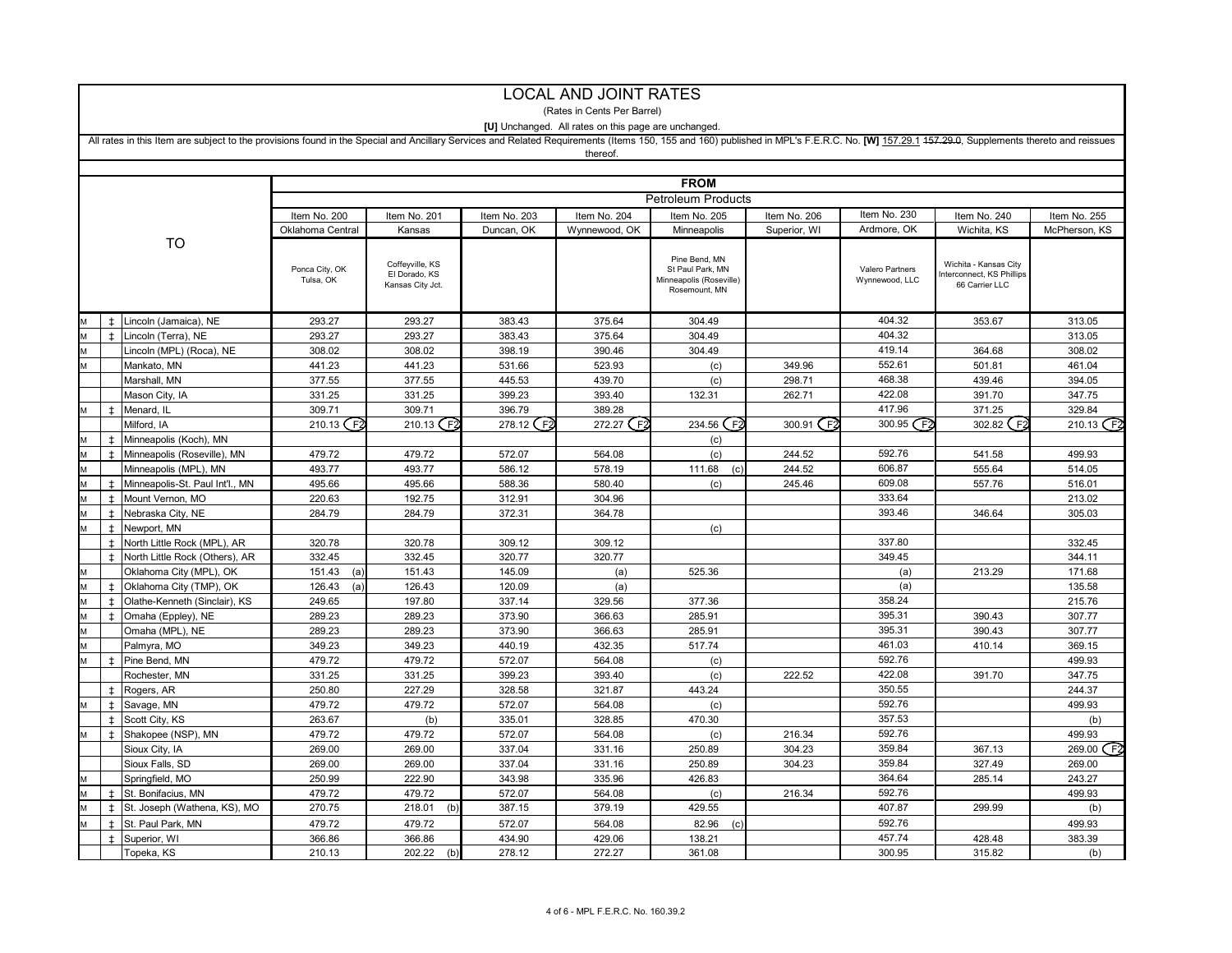# LOCAL AND JOINT RATES

(Rates in Cents Per Barrel)

**[U]** Unchanged. All rates on this page are unchanged.

All rates in this Item are subject to the provisions found in the Special and Ancillary Services and Related Requirements (Items 150, 155 and 160) published in MPL's F.E.R.C. No. **[W]** 157.29.1 ~~157.29.0~~, Supplements thereto and reissues thereof.

| | | TO | FROM | | | | | | | | |
|---|---|---|---|---|---|---|---|---|---|---|---|
| | | | Petroleum Products | | | | | | | | |
| | | | Item No. 200 | Item No. 201 | Item No. 203 | Item No. 204 | Item No. 205 | Item No. 206 | Item No. 230 | Item No. 240 | Item No. 255 |
| | | | Oklahoma Central | Kansas | Duncan, OK | Wynnewood, OK | Minneapolis | Superior, WI | Ardmore, OK | Wichita, KS | McPherson, KS |
| | | | Ponca City, OK Tulsa, OK | Coffeyville, KS El Dorado, KS Kansas City Jct. | | | Pine Bend, MN St Paul Park, MN Minneapolis (Roseville) Rosemount, MN | | Valero Partners Wynnewood, LLC | Wichita - Kansas City Interconnect, KS Phillips 66 Carrier LLC | |
| M | ‡ | Lincoln (Jamaica), NE | 293.27 | 293.27 | 383.43 | 375.64 | 304.49 | | 404.32 | 353.67 | 313.05 |
| M | ‡ | Lincoln (Terra), NE | 293.27 | 293.27 | 383.43 | 375.64 | 304.49 | | 404.32 | | 313.05 |
| M | | Lincoln (MPL) (Roca), NE | 308.02 | 308.02 | 398.19 | 390.46 | 304.49 | | 419.14 | 364.68 | 308.02 |
| M | | Mankato, MN | 441.23 | 441.23 | 531.66 | 523.93 | (c) | 349.96 | 552.61 | 501.81 | 461.04 |
| | | Marshall, MN | 377.55 | 377.55 | 445.53 | 439.70 | (c) | 298.71 | 468.38 | 439.46 | 394.05 |
| | | Mason City, IA | 331.25 | 331.25 | 399.23 | 393.40 | 132.31 | 262.71 | 422.08 | 391.70 | 347.75 |
| M | ‡ | Menard, IL | 309.71 | 309.71 | 396.79 | 389.28 | | | 417.96 | 371.25 | 329.84 |
| | | Milford, IA | 210.13 (F2) | 210.13 (F2) | 278.12 (F2) | 272.27 (F2) | 234.56 (F2) | 300.91 (F2) | 300.95 (F2) | 302.82 (F2) | 210.13 (F2) |
| M | ‡ | Minneapolis (Koch), MN | | | | | (c) | | | | |
| M | ‡ | Minneapolis (Roseville), MN | 479.72 | 479.72 | 572.07 | 564.08 | (c) | 244.52 | 592.76 | 541.58 | 499.93 |
| M | | Minneapolis (MPL), MN | 493.77 | 493.77 | 586.12 | 578.19 | 111.68 (c) | 244.52 | 606.87 | 555.64 | 514.05 |
| M | ‡ | Minneapolis-St. Paul Int'l., MN | 495.66 | 495.66 | 588.36 | 580.40 | (c) | 245.46 | 609.08 | 557.76 | 516.01 |
| M | ‡ | Mount Vernon, MO | 220.63 | 192.75 | 312.91 | 304.96 | | | 333.64 | | 213.02 |
| M | ‡ | Nebraska City, NE | 284.79 | 284.79 | 372.31 | 364.78 | | | 393.46 | 346.64 | 305.03 |
| M | ‡ | Newport, MN | | | | | (c) | | | | |
| | ‡ | North Little Rock (MPL), AR | 320.78 | 320.78 | 309.12 | 309.12 | | | 337.80 | | 332.45 |
| | ‡ | North Little Rock (Others), AR | 332.45 | 332.45 | 320.77 | 320.77 | | | 349.45 | | 344.11 |
| M | | Oklahoma City (MPL), OK | 151.43 (a) | 151.43 | 145.09 | (a) | 525.36 | | (a) | 213.29 | 171.68 |
| M | ‡ | Oklahoma City (TMP), OK | 126.43 (a) | 126.43 | 120.09 | (a) | | | (a) | | 135.58 |
| M | ‡ | Olathe-Kenneth (Sinclair), KS | 249.65 | 197.80 | 337.14 | 329.56 | 377.36 | | 358.24 | | 215.76 |
| M | ‡ | Omaha (Eppley), NE | 289.23 | 289.23 | 373.90 | 366.63 | 285.91 | | 395.31 | 390.43 | 307.77 |
| M | | Omaha (MPL), NE | 289.23 | 289.23 | 373.90 | 366.63 | 285.91 | | 395.31 | 390.43 | 307.77 |
| M | | Palmyra, MO | 349.23 | 349.23 | 440.19 | 432.35 | 517.74 | | 461.03 | 410.14 | 369.15 |
| M | ‡ | Pine Bend, MN | 479.72 | 479.72 | 572.07 | 564.08 | (c) | | 592.76 | | 499.93 |
| | | Rochester, MN | 331.25 | 331.25 | 399.23 | 393.40 | (c) | 222.52 | 422.08 | 391.70 | 347.75 |
| | ‡ | Rogers, AR | 250.80 | 227.29 | 328.58 | 321.87 | 443.24 | | 350.55 | | 244.37 |
| M | ‡ | Savage, MN | 479.72 | 479.72 | 572.07 | 564.08 | (c) | | 592.76 | | 499.93 |
| | ‡ | Scott City, KS | 263.67 | (b) | 335.01 | 328.85 | 470.30 | | 357.53 | | (b) |
| M | ‡ | Shakopee (NSP), MN | 479.72 | 479.72 | 572.07 | 564.08 | (c) | 216.34 | 592.76 | | 499.93 |
| | | Sioux City, IA | 269.00 | 269.00 | 337.04 | 331.16 | 250.89 | 304.23 | 359.84 | 367.13 | 269.00 (F2) |
| | | Sioux Falls, SD | 269.00 | 269.00 | 337.04 | 331.16 | 250.89 | 304.23 | 359.84 | 327.49 | 269.00 |
| M | | Springfield, MO | 250.99 | 222.90 | 343.98 | 335.96 | 426.83 | | 364.64 | 285.14 | 243.27 |
| M | ‡ | St. Bonifacius, MN | 479.72 | 479.72 | 572.07 | 564.08 | (c) | 216.34 | 592.76 | | 499.93 |
| M | ‡ | St. Joseph (Wathena, KS), MO | 270.75 | 218.01 (b) | 387.15 | 379.19 | 429.55 | | 407.87 | 299.99 | (b) |
| M | ‡ | St. Paul Park, MN | 479.72 | 479.72 | 572.07 | 564.08 | 82.96 (c) | | 592.76 | | 499.93 |
| | ‡ | Superior, WI | 366.86 | 366.86 | 434.90 | 429.06 | 138.21 | | 457.74 | 428.48 | 383.39 |
| | | Topeka, KS | 210.13 | 202.22 (b) | 278.12 | 272.27 | 361.08 | | 300.95 | 315.82 | (b) |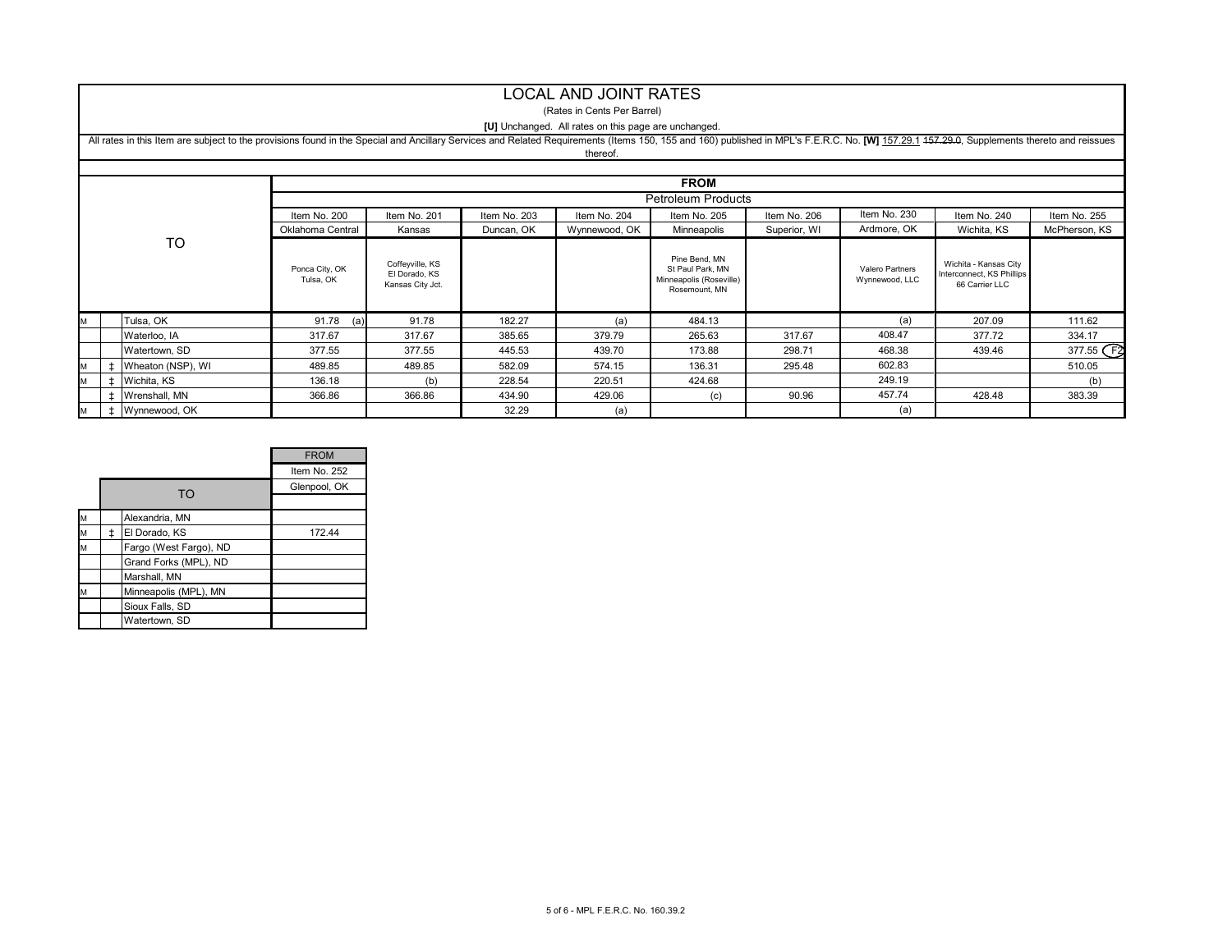# LOCAL AND JOINT RATES

(Rates in Cents Per Barrel)

**[U]** Unchanged. All rates on this page are unchanged.

All rates in this Item are subject to the provisions found in the Special and Ancillary Services and Related Requirements (Items 150, 155 and 160) published in MPL's F.E.R.C. No. **[W]** 157.29.1 ~~157.29.0~~, Supplements thereto and reissues thereof.

| | | TO | FROM | | | | | | | | |
|---|---|---|---|---|---|---|---|---|---|---|---|
| | | | Petroleum Products | | | | | | | | |
| | | | Item No. 200 | Item No. 201 | Item No. 203 | Item No. 204 | Item No. 205 | Item No. 206 | Item No. 230 | Item No. 240 | Item No. 255 |
| | | | Oklahoma Central | Kansas | Duncan, OK | Wynnewood, OK | Minneapolis | Superior, WI | Ardmore, OK | Wichita, KS | McPherson, KS |
| | | | Ponca City, OK Tulsa, OK | Coffeyville, KS El Dorado, KS Kansas City Jct. | | | Pine Bend, MN St Paul Park, MN Minneapolis (Roseville) Rosemount, MN | | Valero Partners Wynnewood, LLC | Wichita - Kansas City Interconnect, KS Phillips 66 Carrier LLC | |
| M | | Tulsa, OK | 91.78 (a) | 91.78 | 182.27 | (a) | 484.13 | | (a) | 207.09 | 111.62 |
| | | Waterloo, IA | 317.67 | 317.67 | 385.65 | 379.79 | 265.63 | 317.67 | 408.47 | 377.72 | 334.17 |
| | | Watertown, SD | 377.55 | 377.55 | 445.53 | 439.70 | 173.88 | 298.71 | 468.38 | 439.46 | 377.55 F2 |
| M | ‡ | Wheaton (NSP), WI | 489.85 | 489.85 | 582.09 | 574.15 | 136.31 | 295.48 | 602.83 | | 510.05 |
| M | ‡ | Wichita, KS | 136.18 | (b) | 228.54 | 220.51 | 424.68 | | 249.19 | | (b) |
| | ‡ | Wrenshall, MN | 366.86 | 366.86 | 434.90 | 429.06 | (c) | 90.96 | 457.74 | 428.48 | 383.39 |
| M | ‡ | Wynnewood, OK | | | 32.29 | (a) | | | (a) | | |

| | | TO | FROM |
|---|---|---|---|
| | | | Item No. 252 |
| | | | Glenpool, OK |
| M | | Alexandria, MN | |
| M | ‡ | El Dorado, KS | 172.44 |
| M | | Fargo (West Fargo), ND | |
| | | Grand Forks (MPL), ND | |
| | | Marshall, MN | |
| M | | Minneapolis (MPL), MN | |
| | | Sioux Falls, SD | |
| | | Watertown, SD | |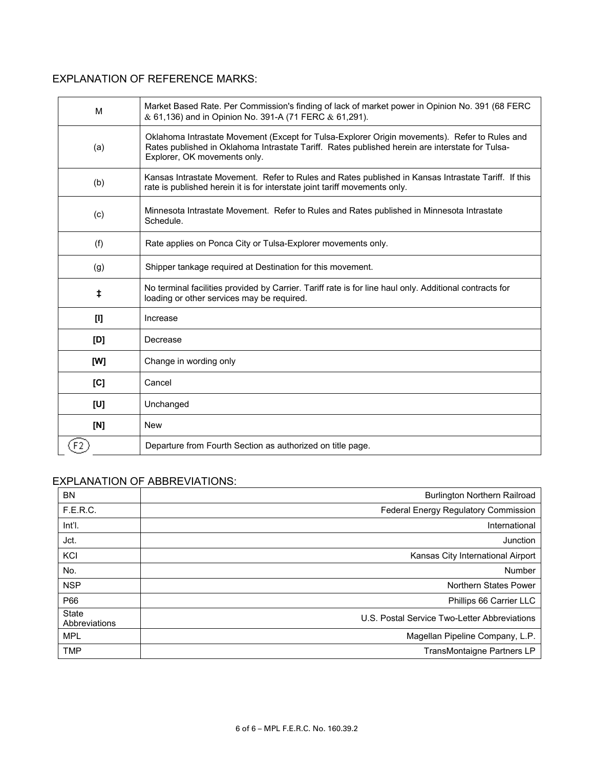## EXPLANATION OF REFERENCE MARKS:

| | |
|---|---|
| M | Market Based Rate. Per Commission's finding of lack of market power in Opinion No. 391 (68 FERC & 61,136) and in Opinion No. 391-A (71 FERC & 61,291). |
| (a) | Oklahoma Intrastate Movement (Except for Tulsa-Explorer Origin movements). Refer to Rules and Rates published in Oklahoma Intrastate Tariff. Rates published herein are interstate for Tulsa-Explorer, OK movements only. |
| (b) | Kansas Intrastate Movement. Refer to Rules and Rates published in Kansas Intrastate Tariff. If this rate is published herein it is for interstate joint tariff movements only. |
| (c) | Minnesota Intrastate Movement. Refer to Rules and Rates published in Minnesota Intrastate Schedule. |
| (f) | Rate applies on Ponca City or Tulsa-Explorer movements only. |
| (g) | Shipper tankage required at Destination for this movement. |
| ‡ | No terminal facilities provided by Carrier. Tariff rate is for line haul only. Additional contracts for loading or other services may be required. |
| **[I]** | Increase |
| **[D]** | Decrease |
| **[W]** | Change in wording only |
| **[C]** | Cancel |
| **[U]** | Unchanged |
| **[N]** | New |
| (F2) | Departure from Fourth Section as authorized on title page. |

## EXPLANATION OF ABBREVIATIONS:

| | |
|---|---|
| BN | Burlington Northern Railroad |
| F.E.R.C. | Federal Energy Regulatory Commission |
| Int'l. | International |
| Jct. | Junction |
| KCI | Kansas City International Airport |
| No. | Number |
| NSP | Northern States Power |
| P66 | Phillips 66 Carrier LLC |
| State Abbreviations | U.S. Postal Service Two-Letter Abbreviations |
| MPL | Magellan Pipeline Company, L.P. |
| TMP | TransMontaigne Partners LP |